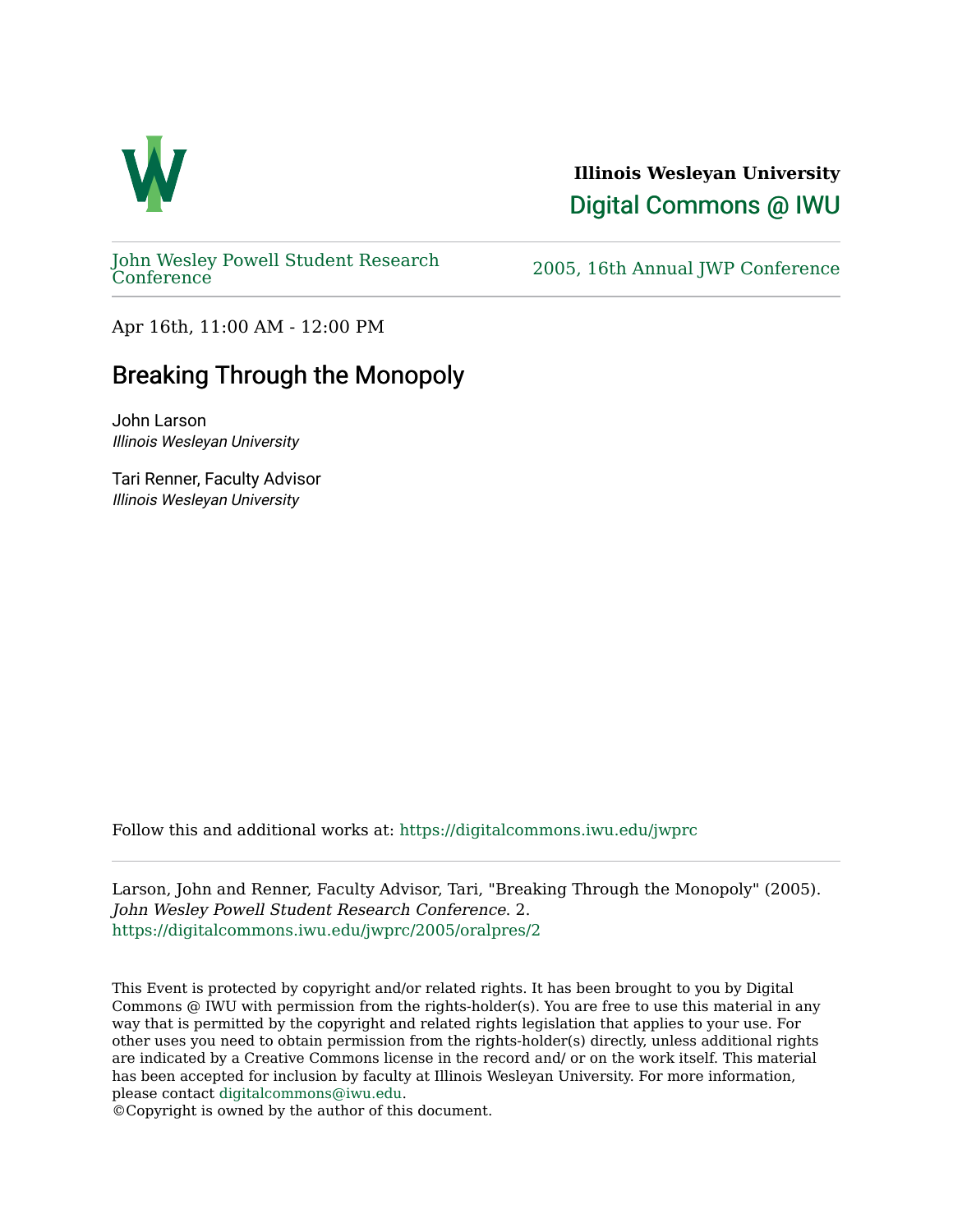**Illinois Wesleyan University**

Digital Commons @ IWU

John Wesley Powell Student Research Conference

2005, 16th Annual JWP Conference

Apr 16th, 11:00 AM - 12:00 PM

# Breaking Through the Monopoly

John Larson
*Illinois Wesleyan University*

Tari Renner, Faculty Advisor
*Illinois Wesleyan University*

Follow this and additional works at: https://digitalcommons.iwu.edu/jwprc

Larson, John and Renner, Faculty Advisor, Tari, "Breaking Through the Monopoly" (2005). *John Wesley Powell Student Research Conference*. 2.
https://digitalcommons.iwu.edu/jwprc/2005/oralpres/2

This Event is protected by copyright and/or related rights. It has been brought to you by Digital Commons @ IWU with permission from the rights-holder(s). You are free to use this material in any way that is permitted by the copyright and related rights legislation that applies to your use. For other uses you need to obtain permission from the rights-holder(s) directly, unless additional rights are indicated by a Creative Commons license in the record and/ or on the work itself. This material has been accepted for inclusion by faculty at Illinois Wesleyan University. For more information, please contact digitalcommons@iwu.edu.
©Copyright is owned by the author of this document.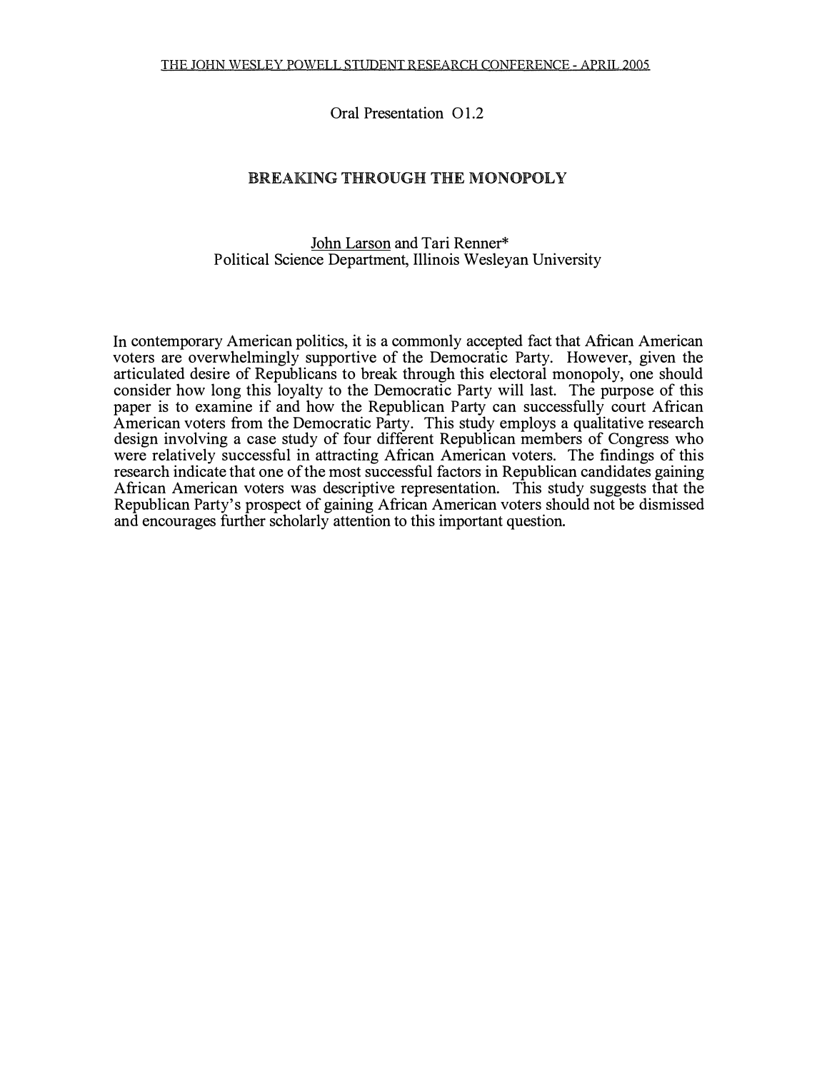Oral Presentation O1.2

# BREAKING THROUGH THE MONOPOLY

John Larson and Tari Renner*
Political Science Department, Illinois Wesleyan University

In contemporary American politics, it is a commonly accepted fact that African American voters are overwhelmingly supportive of the Democratic Party. However, given the articulated desire of Republicans to break through this electoral monopoly, one should consider how long this loyalty to the Democratic Party will last. The purpose of this paper is to examine if and how the Republican Party can successfully court African American voters from the Democratic Party. This study employs a qualitative research design involving a case study of four different Republican members of Congress who were relatively successful in attracting African American voters. The findings of this research indicate that one of the most successful factors in Republican candidates gaining African American voters was descriptive representation. This study suggests that the Republican Party's prospect of gaining African American voters should not be dismissed and encourages further scholarly attention to this important question.